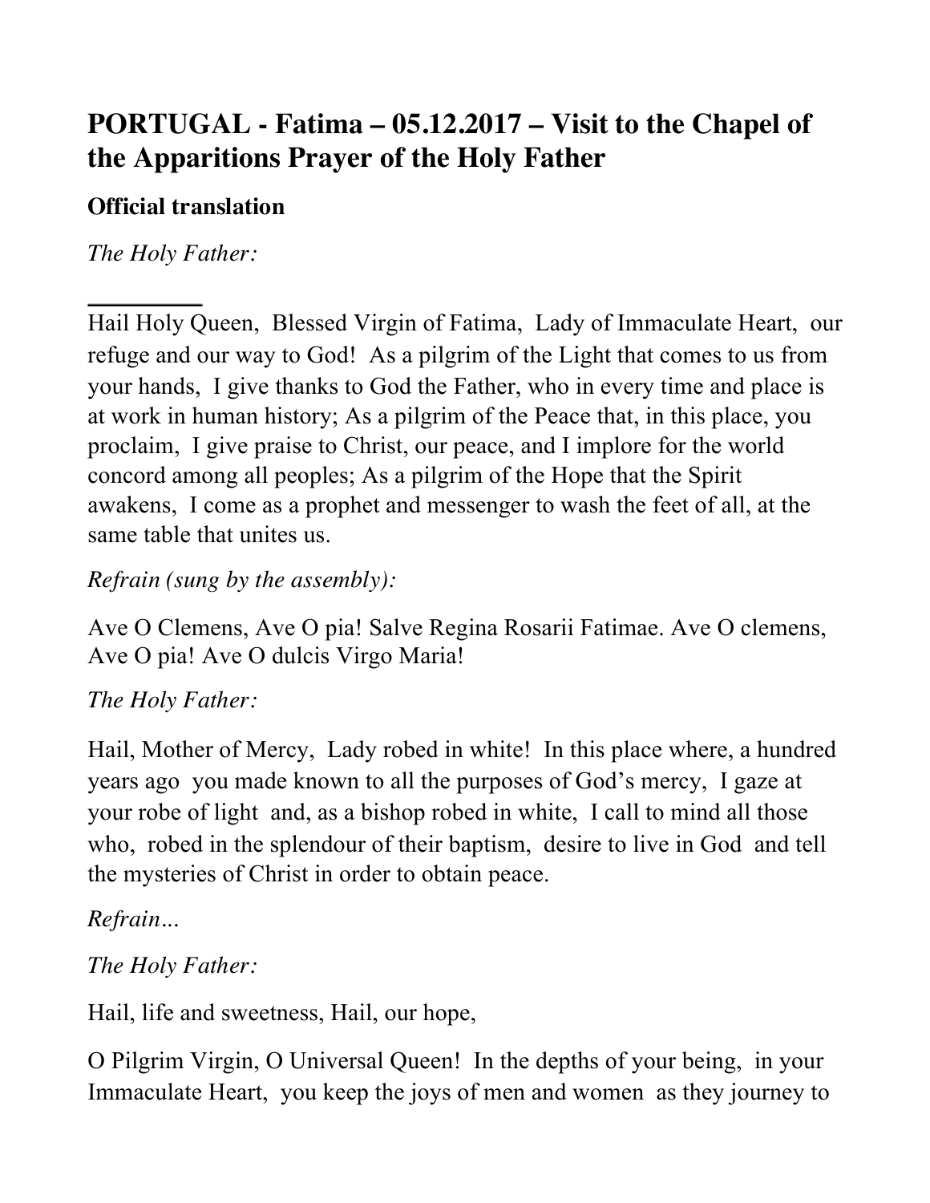# PORTUGAL - Fatima – 05.12.2017 – Visit to the Chapel of the Apparitions Prayer of the Holy Father

**Official translation**

*The Holy Father:*

Hail Holy Queen, Blessed Virgin of Fatima, Lady of Immaculate Heart, our refuge and our way to God! As a pilgrim of the Light that comes to us from your hands, I give thanks to God the Father, who in every time and place is at work in human history; As a pilgrim of the Peace that, in this place, you proclaim, I give praise to Christ, our peace, and I implore for the world concord among all peoples; As a pilgrim of the Hope that the Spirit awakens, I come as a prophet and messenger to wash the feet of all, at the same table that unites us.

*Refrain (sung by the assembly):*

Ave O Clemens, Ave O pia! Salve Regina Rosarii Fatimae. Ave O clemens, Ave O pia! Ave O dulcis Virgo Maria!

*The Holy Father:*

Hail, Mother of Mercy, Lady robed in white! In this place where, a hundred years ago you made known to all the purposes of God's mercy, I gaze at your robe of light and, as a bishop robed in white, I call to mind all those who, robed in the splendour of their baptism, desire to live in God and tell the mysteries of Christ in order to obtain peace.

*Refrain…*

*The Holy Father:*

Hail, life and sweetness, Hail, our hope,

O Pilgrim Virgin, O Universal Queen! In the depths of your being, in your Immaculate Heart, you keep the joys of men and women as they journey to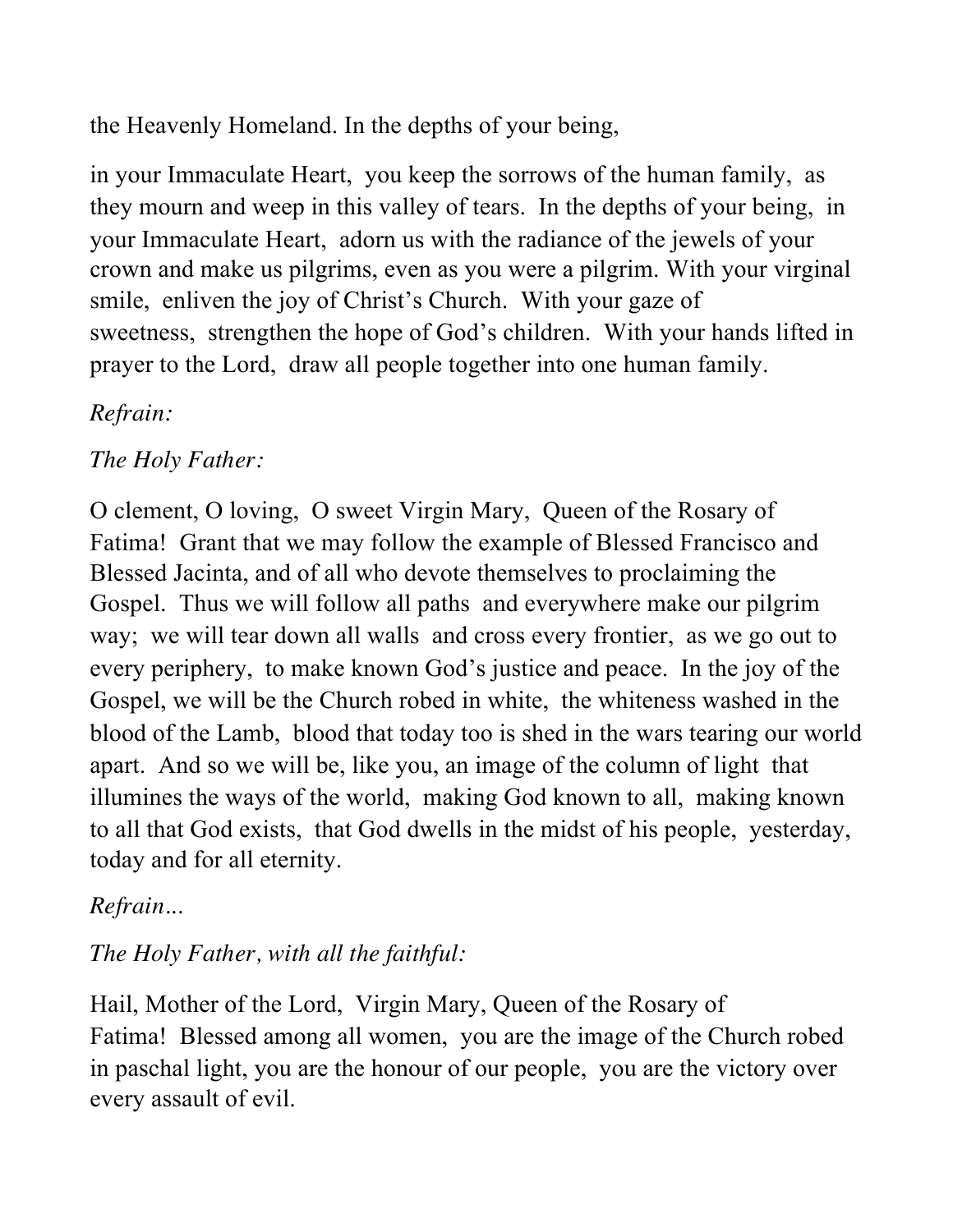the Heavenly Homeland. In the depths of your being,

in your Immaculate Heart, you keep the sorrows of the human family, as they mourn and weep in this valley of tears. In the depths of your being, in your Immaculate Heart, adorn us with the radiance of the jewels of your crown and make us pilgrims, even as you were a pilgrim. With your virginal smile, enliven the joy of Christ's Church. With your gaze of sweetness, strengthen the hope of God's children. With your hands lifted in prayer to the Lord, draw all people together into one human family.

*Refrain:*

*The Holy Father:*

O clement, O loving, O sweet Virgin Mary, Queen of the Rosary of Fatima! Grant that we may follow the example of Blessed Francisco and Blessed Jacinta, and of all who devote themselves to proclaiming the Gospel. Thus we will follow all paths and everywhere make our pilgrim way; we will tear down all walls and cross every frontier, as we go out to every periphery, to make known God's justice and peace. In the joy of the Gospel, we will be the Church robed in white, the whiteness washed in the blood of the Lamb, blood that today too is shed in the wars tearing our world apart. And so we will be, like you, an image of the column of light that illumines the ways of the world, making God known to all, making known to all that God exists, that God dwells in the midst of his people, yesterday, today and for all eternity.

*Refrain…*

*The Holy Father, with all the faithful:*

Hail, Mother of the Lord, Virgin Mary, Queen of the Rosary of Fatima! Blessed among all women, you are the image of the Church robed in paschal light, you are the honour of our people, you are the victory over every assault of evil.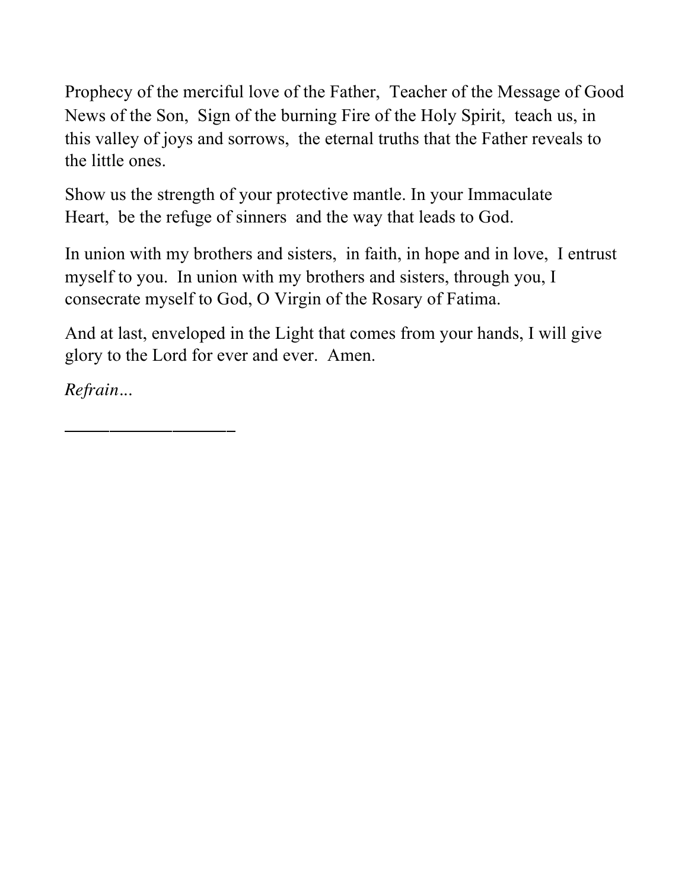Prophecy of the merciful love of the Father, Teacher of the Message of Good News of the Son, Sign of the burning Fire of the Holy Spirit, teach us, in this valley of joys and sorrows, the eternal truths that the Father reveals to the little ones.

Show us the strength of your protective mantle. In your Immaculate Heart, be the refuge of sinners and the way that leads to God.

In union with my brothers and sisters, in faith, in hope and in love, I entrust myself to you. In union with my brothers and sisters, through you, I consecrate myself to God, O Virgin of the Rosary of Fatima.

And at last, enveloped in the Light that comes from your hands, I will give glory to the Lord for ever and ever. Amen.

*Refrain…*

---